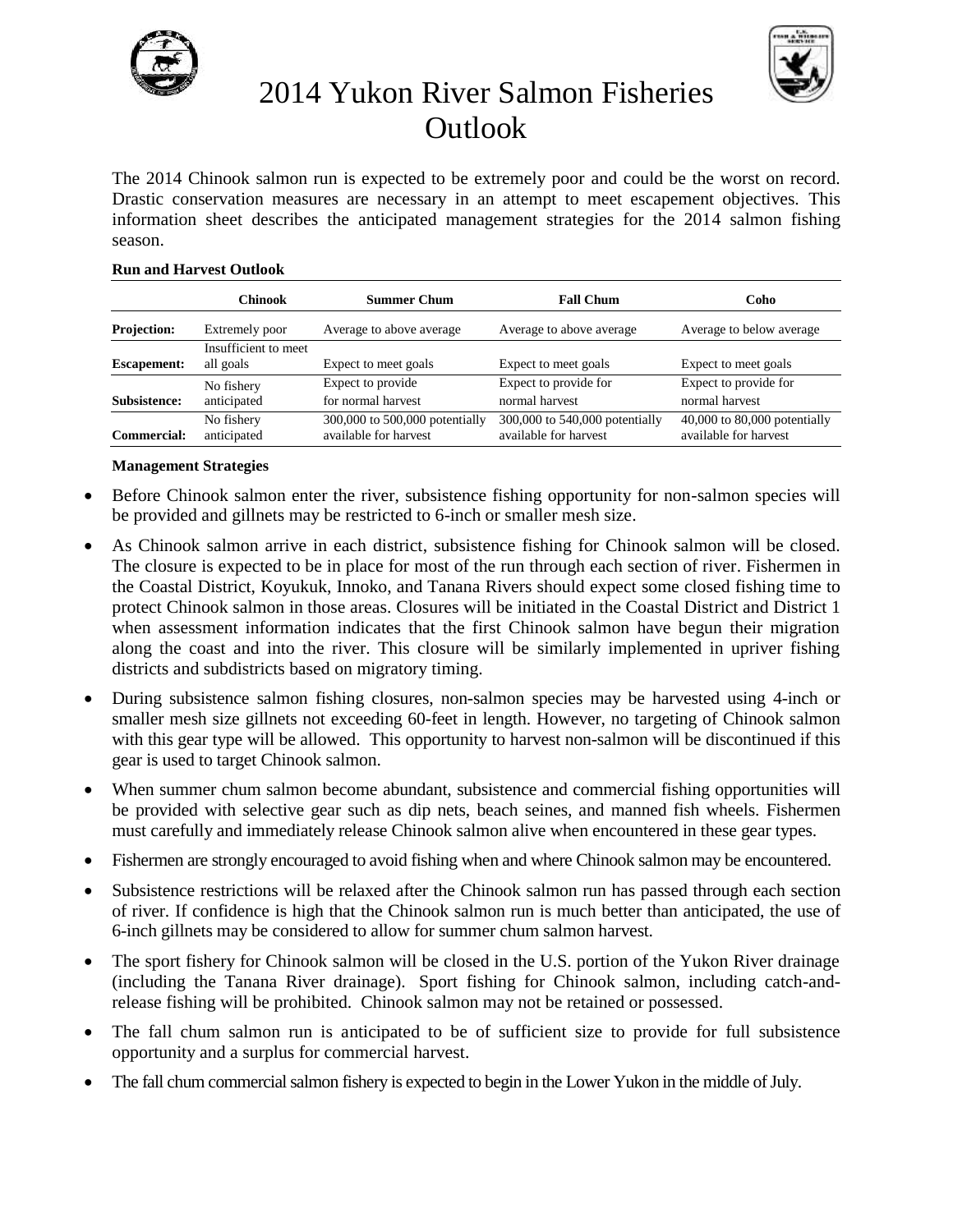# 2014 Yukon River Salmon Fisheries Outlook

The 2014 Chinook salmon run is expected to be extremely poor and could be the worst on record. Drastic conservation measures are necessary in an attempt to meet escapement objectives. This information sheet describes the anticipated management strategies for the 2014 salmon fishing season.

**Run and Harvest Outlook**

| | Chinook | Summer Chum | Fall Chum | Coho |
|---|---|---|---|---|
| **Projection:** | Extremely poor | Average to above average | Average to above average | Average to below average |
| **Escapement:** | Insufficient to meet all goals | Expect to meet goals | Expect to meet goals | Expect to meet goals |
| **Subsistence:** | No fishery anticipated | Expect to provide for normal harvest | Expect to provide for normal harvest | Expect to provide for normal harvest |
| **Commercial:** | No fishery anticipated | 300,000 to 500,000 potentially available for harvest | 300,000 to 540,000 potentially available for harvest | 40,000 to 80,000 potentially available for harvest |

**Management Strategies**

- Before Chinook salmon enter the river, subsistence fishing opportunity for non-salmon species will be provided and gillnets may be restricted to 6-inch or smaller mesh size.
- As Chinook salmon arrive in each district, subsistence fishing for Chinook salmon will be closed. The closure is expected to be in place for most of the run through each section of river. Fishermen in the Coastal District, Koyukuk, Innoko, and Tanana Rivers should expect some closed fishing time to protect Chinook salmon in those areas. Closures will be initiated in the Coastal District and District 1 when assessment information indicates that the first Chinook salmon have begun their migration along the coast and into the river. This closure will be similarly implemented in upriver fishing districts and subdistricts based on migratory timing.
- During subsistence salmon fishing closures, non-salmon species may be harvested using 4-inch or smaller mesh size gillnets not exceeding 60-feet in length. However, no targeting of Chinook salmon with this gear type will be allowed. This opportunity to harvest non-salmon will be discontinued if this gear is used to target Chinook salmon.
- When summer chum salmon become abundant, subsistence and commercial fishing opportunities will be provided with selective gear such as dip nets, beach seines, and manned fish wheels. Fishermen must carefully and immediately release Chinook salmon alive when encountered in these gear types.
- Fishermen are strongly encouraged to avoid fishing when and where Chinook salmon may be encountered.
- Subsistence restrictions will be relaxed after the Chinook salmon run has passed through each section of river. If confidence is high that the Chinook salmon run is much better than anticipated, the use of 6-inch gillnets may be considered to allow for summer chum salmon harvest.
- The sport fishery for Chinook salmon will be closed in the U.S. portion of the Yukon River drainage (including the Tanana River drainage). Sport fishing for Chinook salmon, including catch-and-release fishing will be prohibited. Chinook salmon may not be retained or possessed.
- The fall chum salmon run is anticipated to be of sufficient size to provide for full subsistence opportunity and a surplus for commercial harvest.
- The fall chum commercial salmon fishery is expected to begin in the Lower Yukon in the middle of July.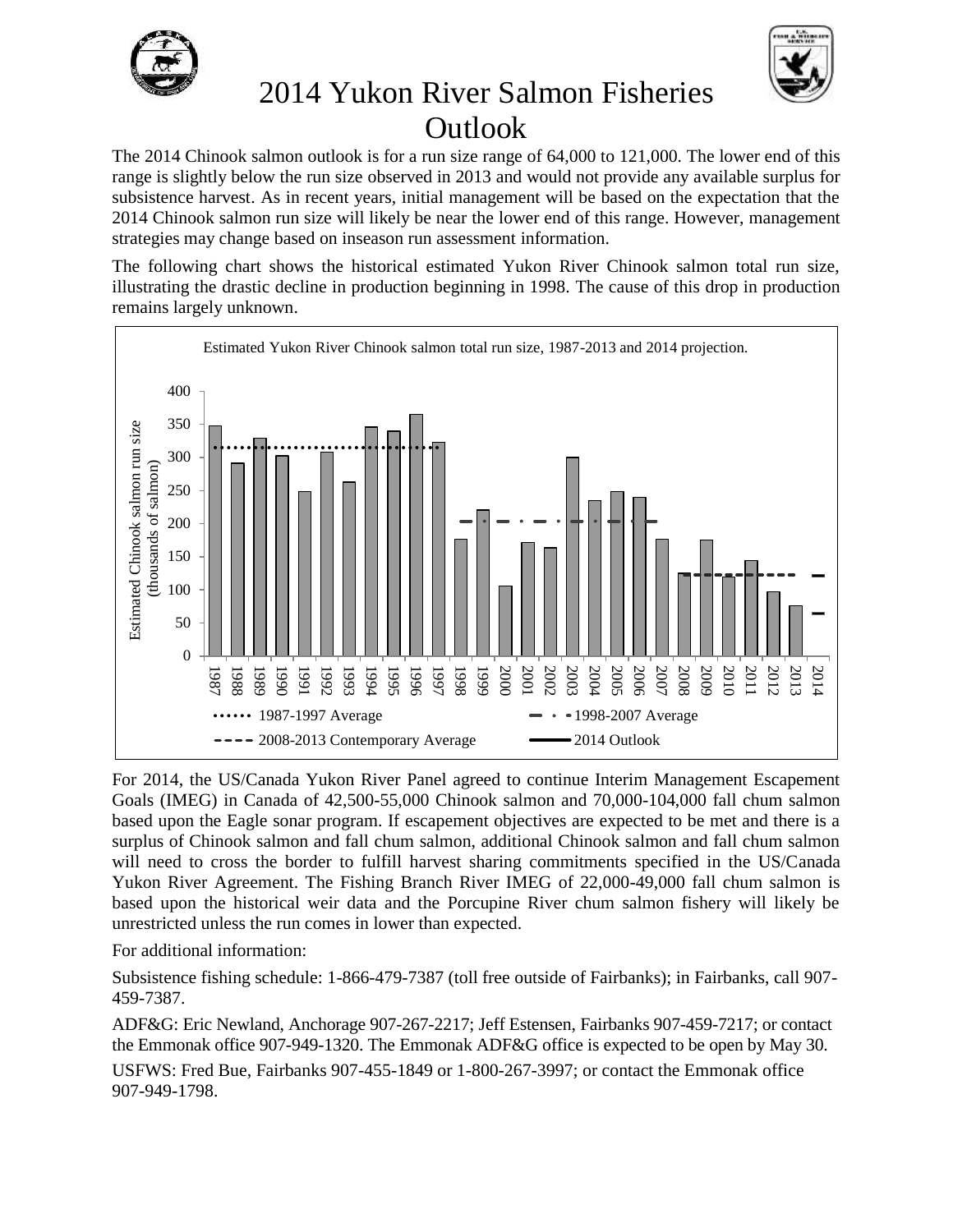# 2014 Yukon River Salmon Fisheries Outlook

The 2014 Chinook salmon outlook is for a run size range of 64,000 to 121,000. The lower end of this range is slightly below the run size observed in 2013 and would not provide any available surplus for subsistence harvest. As in recent years, initial management will be based on the expectation that the 2014 Chinook salmon run size will likely be near the lower end of this range. However, management strategies may change based on inseason run assessment information.

The following chart shows the historical estimated Yukon River Chinook salmon total run size, illustrating the drastic decline in production beginning in 1998. The cause of this drop in production remains largely unknown.

Estimated Yukon River Chinook salmon total run size, 1987-2013 and 2014 projection.

Estimated Chinook salmon run size (thousands of salmon)

0
50
100
150
200
250
300
350
400

1987 1988 1989 1990 1991 1992 1993 1994 1995 1996 1997 1998 1999 2000 2001 2002 2003 2004 2005 2006 2007 2008 2009 2010 2011 2012 2013 2014

1987-1997 Average
1998-2007 Average
2008-2013 Contemporary Average
2014 Outlook

For 2014, the US/Canada Yukon River Panel agreed to continue Interim Management Escapement Goals (IMEG) in Canada of 42,500-55,000 Chinook salmon and 70,000-104,000 fall chum salmon based upon the Eagle sonar program. If escapement objectives are expected to be met and there is a surplus of Chinook salmon and fall chum salmon, additional Chinook salmon and fall chum salmon will need to cross the border to fulfill harvest sharing commitments specified in the US/Canada Yukon River Agreement. The Fishing Branch River IMEG of 22,000-49,000 fall chum salmon is based upon the historical weir data and the Porcupine River chum salmon fishery will likely be unrestricted unless the run comes in lower than expected.

For additional information:

Subsistence fishing schedule: 1-866-479-7387 (toll free outside of Fairbanks); in Fairbanks, call 907-459-7387.

ADF&G: Eric Newland, Anchorage 907-267-2217; Jeff Estensen, Fairbanks 907-459-7217; or contact the Emmonak office 907-949-1320. The Emmonak ADF&G office is expected to be open by May 30.

USFWS: Fred Bue, Fairbanks 907-455-1849 or 1-800-267-3997; or contact the Emmonak office 907-949-1798.